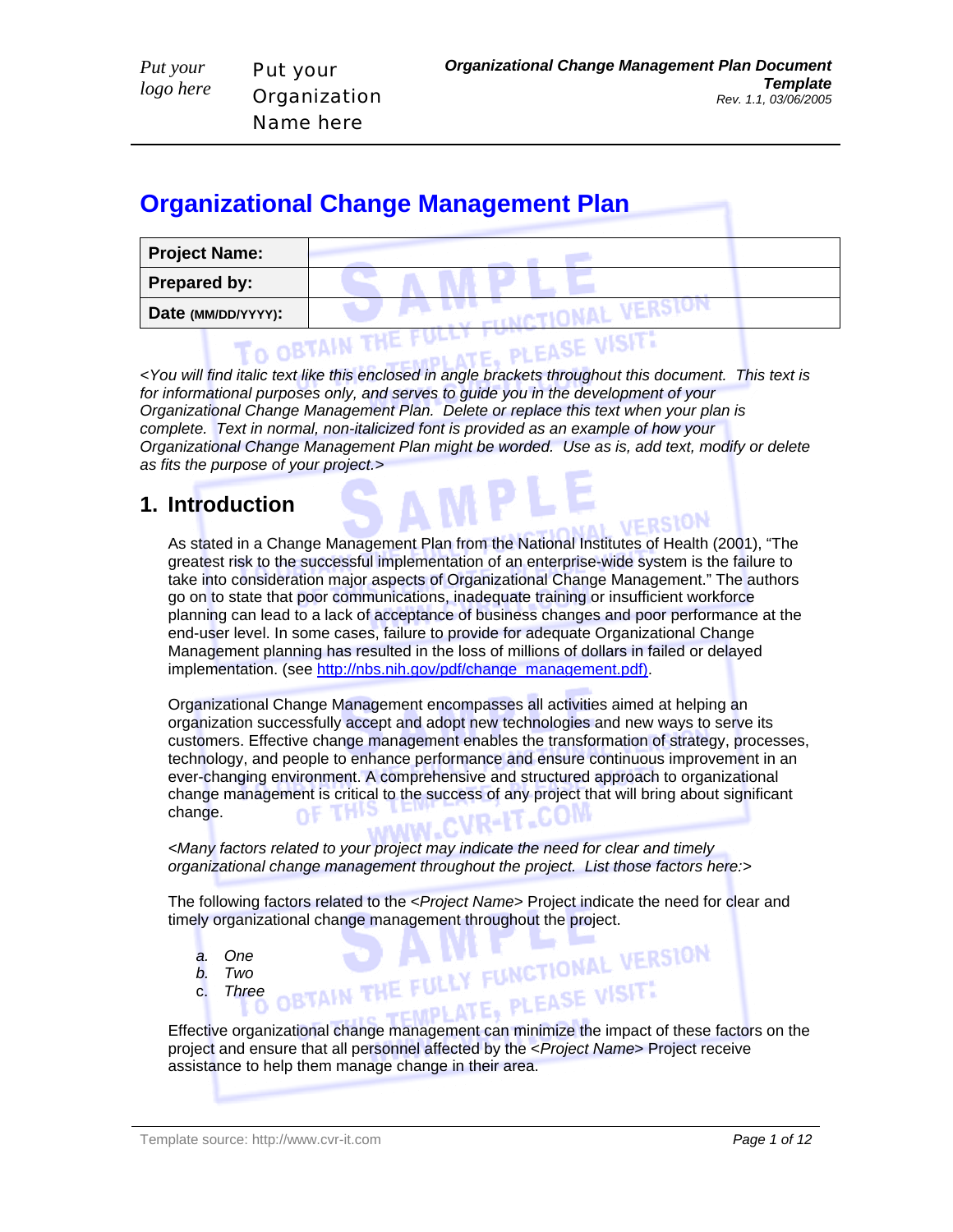# Organizational Change Management Plan

| **Project Name:** | |
|---|---|
| **Prepared by:** | |
| **Date (MM/DD/YYYY):** | |

*<You will find italic text like this enclosed in angle brackets throughout this document. This text is for informational purposes only, and serves to guide you in the development of your Organizational Change Management Plan. Delete or replace this text when your plan is complete. Text in normal, non-italicized font is provided as an example of how your Organizational Change Management Plan might be worded. Use as is, add text, modify or delete as fits the purpose of your project.>*

## 1. Introduction

As stated in a Change Management Plan from the National Institutes of Health (2001), "The greatest risk to the successful implementation of an enterprise-wide system is the failure to take into consideration major aspects of Organizational Change Management." The authors go on to state that poor communications, inadequate training or insufficient workforce planning can lead to a lack of acceptance of business changes and poor performance at the end-user level. In some cases, failure to provide for adequate Organizational Change Management planning has resulted in the loss of millions of dollars in failed or delayed implementation. (see http://nbs.nih.gov/pdf/change_management.pdf).

Organizational Change Management encompasses all activities aimed at helping an organization successfully accept and adopt new technologies and new ways to serve its customers. Effective change management enables the transformation of strategy, processes, technology, and people to enhance performance and ensure continuous improvement in an ever-changing environment. A comprehensive and structured approach to organizational change management is critical to the success of any project that will bring about significant change.

*<Many factors related to your project may indicate the need for clear and timely organizational change management throughout the project. List those factors here:>*

The following factors related to the *<Project Name>* Project indicate the need for clear and timely organizational change management throughout the project.

a. *One*
b. *Two*
c. *Three*

Effective organizational change management can minimize the impact of these factors on the project and ensure that all personnel affected by the *<Project Name>* Project receive assistance to help them manage change in their area.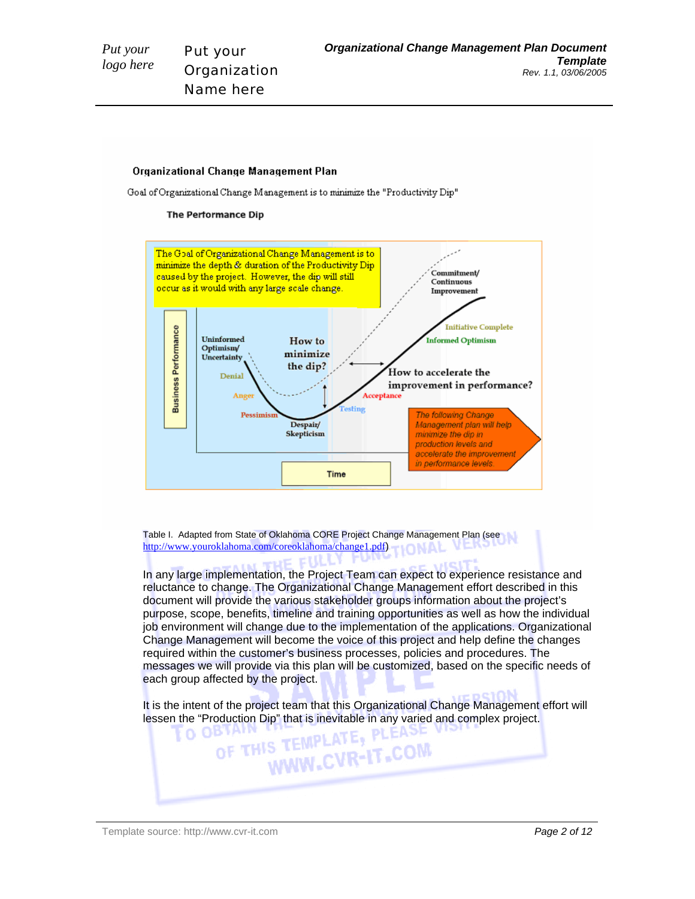**Organizational Change Management Plan**

Goal of Organizational Change Management is to minimize the "Productivity Dip"

**The Performance Dip**

The Goal of Organizational Change Management is to minimize the depth & duration of the Productivity Dip caused by the project. However, the dip will still occur as it would with any large scale change.

Business Performance

Uninformed Optimism/ Uncertainty

Denial

Anger

Pessimism

Despair/ Skepticism

How to minimize the dip?

Testing

Acceptance

How to accelerate the improvement in performance?

Informed Optimism

Initiative Complete

Commitment/ Continuous Improvement

Time

The following Change Management plan will help minimize the dip in production levels and accelerate the improvement in performance levels.

Table I. Adapted from State of Oklahoma CORE Project Change Management Plan (see http://www.youroklahoma.com/coreoklahoma/change1.pdf)

In any large implementation, the Project Team can expect to experience resistance and reluctance to change. The Organizational Change Management effort described in this document will provide the various stakeholder groups information about the project's purpose, scope, benefits, timeline and training opportunities as well as how the individual job environment will change due to the implementation of the applications. Organizational Change Management will become the voice of this project and help define the changes required within the customer's business processes, policies and procedures. The messages we will provide via this plan will be customized, based on the specific needs of each group affected by the project.

It is the intent of the project team that this Organizational Change Management effort will lessen the "Production Dip" that is inevitable in any varied and complex project.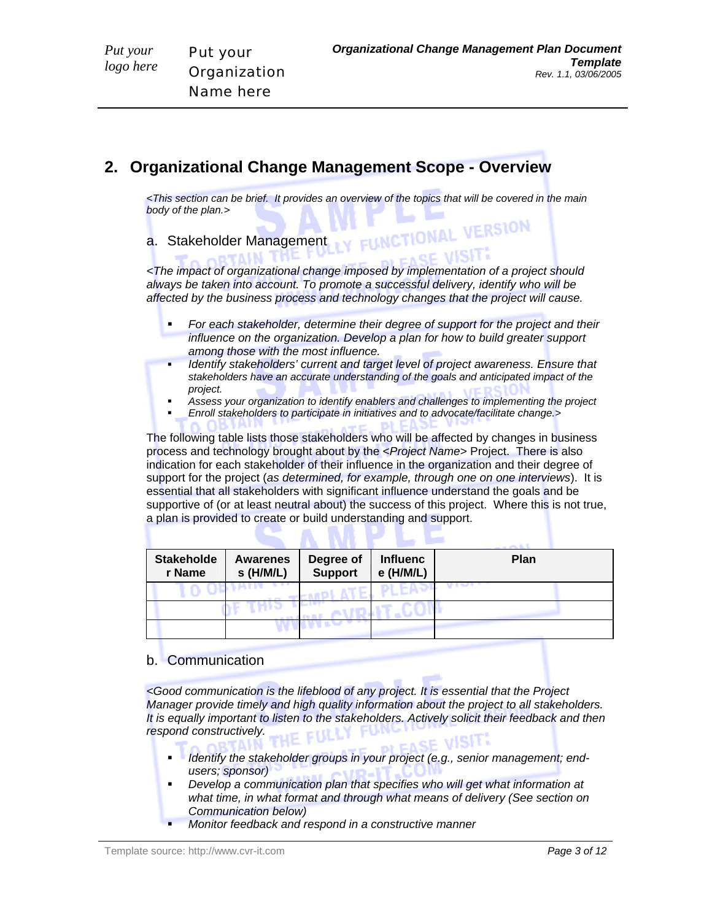## 2. Organizational Change Management Scope - Overview

*<This section can be brief. It provides an overview of the topics that will be covered in the main body of the plan.>*

### a. Stakeholder Management

*<The impact of organizational change imposed by implementation of a project should always be taken into account. To promote a successful delivery, identify who will be affected by the business process and technology changes that the project will cause.*

- *For each stakeholder, determine their degree of support for the project and their influence on the organization. Develop a plan for how to build greater support among those with the most influence.*
- *Identify stakeholders' current and target level of project awareness. Ensure that stakeholders have an accurate understanding of the goals and anticipated impact of the project.*
- *Assess your organization to identify enablers and challenges to implementing the project*
- *Enroll stakeholders to participate in initiatives and to advocate/facilitate change.>*

The following table lists those stakeholders who will be affected by changes in business process and technology brought about by the <*Project Name*> Project. There is also indication for each stakeholder of their influence in the organization and their degree of support for the project (*as determined, for example, through one on one interviews*). It is essential that all stakeholders with significant influence understand the goals and be supportive of (or at least neutral about) the success of this project. Where this is not true, a plan is provided to create or build understanding and support.

| Stakeholder Name | Awareness (H/M/L) | Degree of Support | Influence (H/M/L) | Plan |
|---|---|---|---|---|
| | | | | |
| | | | | |
| | | | | |

### b. Communication

*<Good communication is the lifeblood of any project. It is essential that the Project Manager provide timely and high quality information about the project to all stakeholders. It is equally important to listen to the stakeholders. Actively solicit their feedback and then respond constructively.*

- *Identify the stakeholder groups in your project (e.g., senior management; end-users; sponsor)*
- *Develop a communication plan that specifies who will get what information at what time, in what format and through what means of delivery (See section on Communication below)*
- *Monitor feedback and respond in a constructive manner*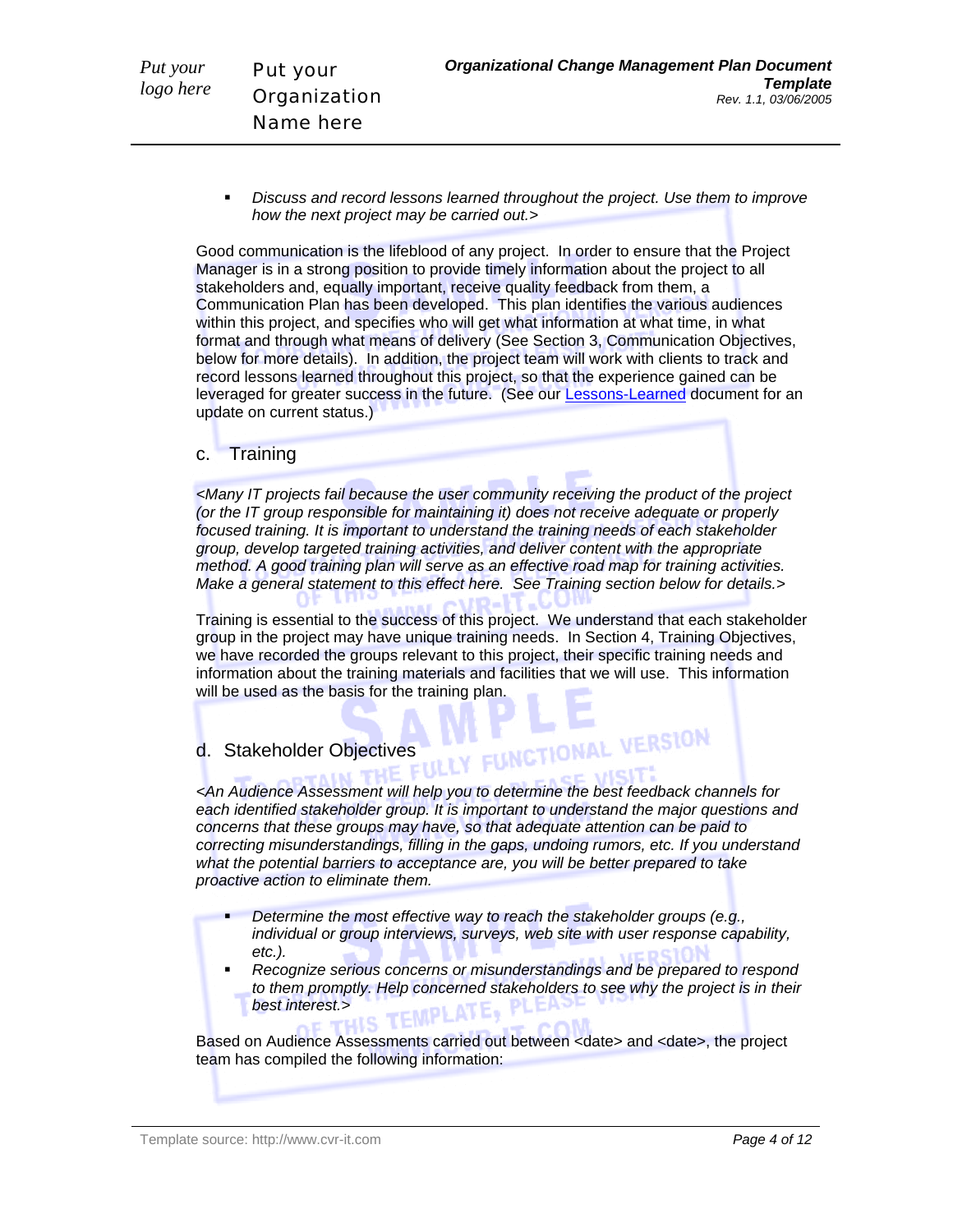- *Discuss and record lessons learned throughout the project. Use them to improve how the next project may be carried out.>*

Good communication is the lifeblood of any project. In order to ensure that the Project Manager is in a strong position to provide timely information about the project to all stakeholders and, equally important, receive quality feedback from them, a Communication Plan has been developed. This plan identifies the various audiences within this project, and specifies who will get what information at what time, in what format and through what means of delivery (See Section 3, Communication Objectives, below for more details). In addition, the project team will work with clients to track and record lessons learned throughout this project, so that the experience gained can be leveraged for greater success in the future. (See our Lessons-Learned document for an update on current status.)

## c. Training

*<Many IT projects fail because the user community receiving the product of the project (or the IT group responsible for maintaining it) does not receive adequate or properly focused training. It is important to understand the training needs of each stakeholder group, develop targeted training activities, and deliver content with the appropriate method. A good training plan will serve as an effective road map for training activities. Make a general statement to this effect here. See Training section below for details.>*

Training is essential to the success of this project. We understand that each stakeholder group in the project may have unique training needs. In Section 4, Training Objectives, we have recorded the groups relevant to this project, their specific training needs and information about the training materials and facilities that we will use. This information will be used as the basis for the training plan.

## d. Stakeholder Objectives

*<An Audience Assessment will help you to determine the best feedback channels for each identified stakeholder group. It is important to understand the major questions and concerns that these groups may have, so that adequate attention can be paid to correcting misunderstandings, filling in the gaps, undoing rumors, etc. If you understand what the potential barriers to acceptance are, you will be better prepared to take proactive action to eliminate them.*

- *Determine the most effective way to reach the stakeholder groups (e.g., individual or group interviews, surveys, web site with user response capability, etc.).*
- *Recognize serious concerns or misunderstandings and be prepared to respond to them promptly. Help concerned stakeholders to see why the project is in their best interest.>*

Based on Audience Assessments carried out between <date> and <date>, the project team has compiled the following information: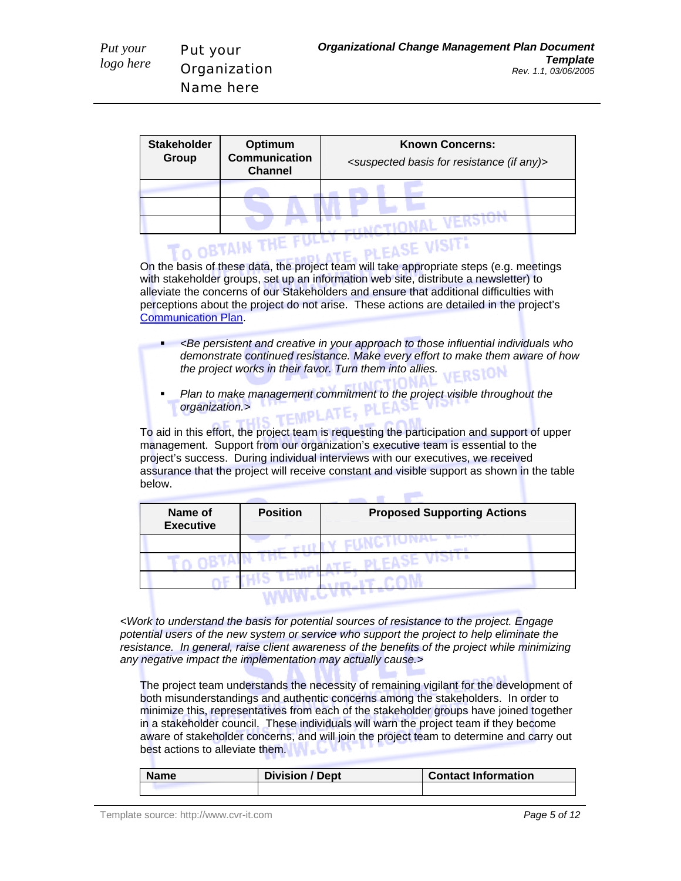| Stakeholder Group | Optimum Communication Channel | Known Concerns: <suspected basis for resistance (if any)> |
|---|---|---|
| | | |
| | | |
| | | |

On the basis of these data, the project team will take appropriate steps (e.g. meetings with stakeholder groups, set up an information web site, distribute a newsletter) to alleviate the concerns of our Stakeholders and ensure that additional difficulties with perceptions about the project do not arise. These actions are detailed in the project's Communication Plan.

- *<Be persistent and creative in your approach to those influential individuals who demonstrate continued resistance. Make every effort to make them aware of how the project works in their favor. Turn them into allies.*
- *Plan to make management commitment to the project visible throughout the organization.>*

To aid in this effort, the project team is requesting the participation and support of upper management. Support from our organization's executive team is essential to the project's success. During individual interviews with our executives, we received assurance that the project will receive constant and visible support as shown in the table below.

| Name of Executive | Position | Proposed Supporting Actions |
|---|---|---|
| | | |
| | | |
| | | |

*<Work to understand the basis for potential sources of resistance to the project. Engage potential users of the new system or service who support the project to help eliminate the resistance. In general, raise client awareness of the benefits of the project while minimizing any negative impact the implementation may actually cause.>*

The project team understands the necessity of remaining vigilant for the development of both misunderstandings and authentic concerns among the stakeholders. In order to minimize this, representatives from each of the stakeholder groups have joined together in a stakeholder council. These individuals will warn the project team if they become aware of stakeholder concerns, and will join the project team to determine and carry out best actions to alleviate them.

| Name | Division / Dept | Contact Information |
|---|---|---|
| | | |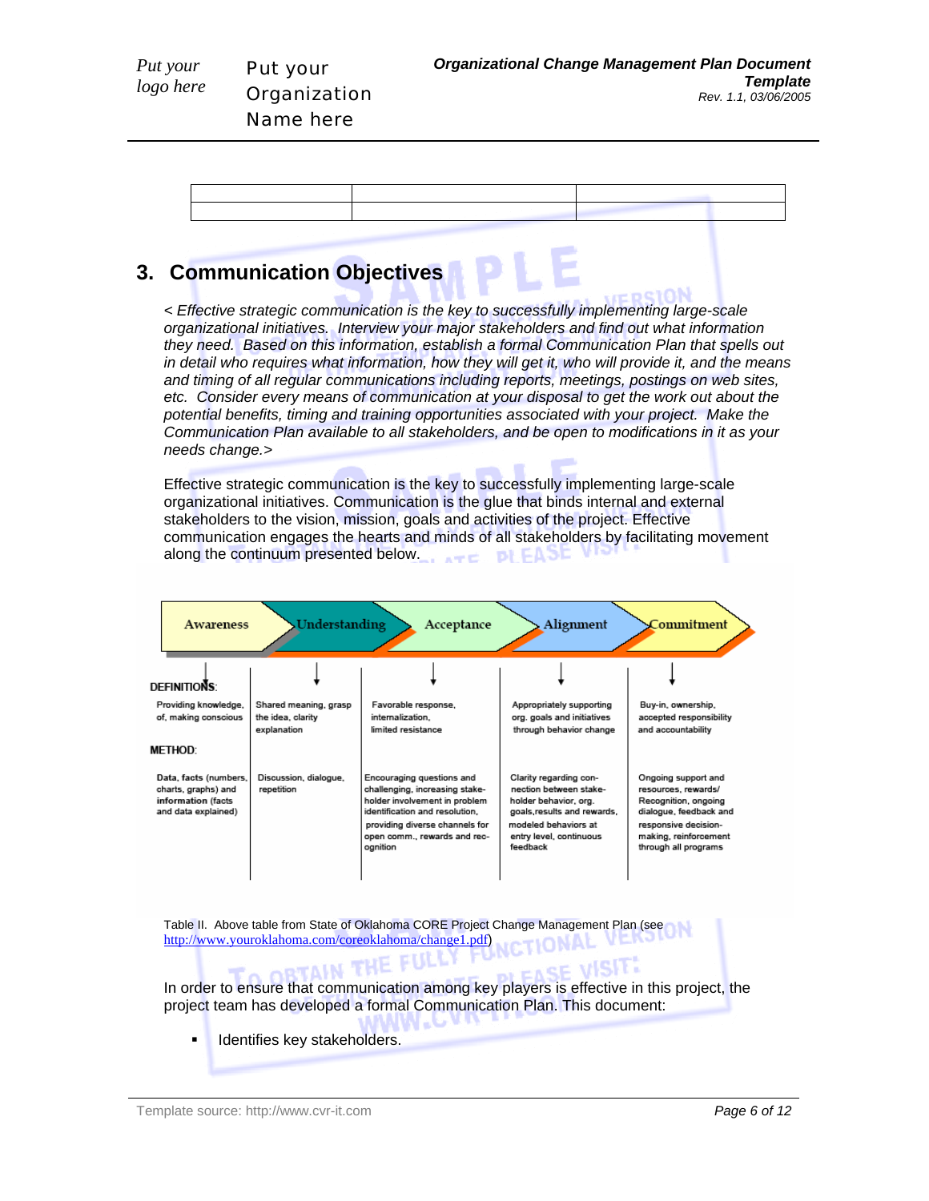| | | |
|---|---|---|
| | | |

## 3. Communication Objectives

*< Effective strategic communication is the key to successfully implementing large-scale organizational initiatives. Interview your major stakeholders and find out what information they need. Based on this information, establish a formal Communication Plan that spells out in detail who requires what information, how they will get it, who will provide it, and the means and timing of all regular communications including reports, meetings, postings on web sites, etc. Consider every means of communication at your disposal to get the work out about the potential benefits, timing and training opportunities associated with your project. Make the Communication Plan available to all stakeholders, and be open to modifications in it as your needs change.>*

Effective strategic communication is the key to successfully implementing large-scale organizational initiatives. Communication is the glue that binds internal and external stakeholders to the vision, mission, goals and activities of the project. Effective communication engages the hearts and minds of all stakeholders by facilitating movement along the continuum presented below.

| | Awareness | Understanding | Acceptance | Alignment | Commitment |
|---|---|---|---|---|---|
| **DEFINITIONS:** | Providing knowledge, of, making conscious | Shared meaning, grasp the idea, clarity explanation | Favorable response, internalization, limited resistance | Appropriately supporting org. goals and initiatives through behavior change | Buy-in, ownership, accepted responsibility and accountability |
| **METHOD:** | Data, facts (numbers, charts, graphs) and information (facts and data explained) | Discussion, dialogue, repetition | Encouraging questions and challenging, increasing stake-holder involvement in problem identification and resolution, providing diverse channels for open comm., rewards and rec-ognition | Clarity regarding con-nection between stake-holder behavior, org. goals,results and rewards, modeled behaviors at entry level, continuous feedback | Ongoing support and resources, rewards/ Recognition, ongoing dialogue, feedback and responsive decision-making, reinforcement through all programs |

Table II. Above table from State of Oklahoma CORE Project Change Management Plan (see http://www.youroklahoma.com/coreoklahoma/change1.pdf)

In order to ensure that communication among key players is effective in this project, the project team has developed a formal Communication Plan. This document:

- Identifies key stakeholders.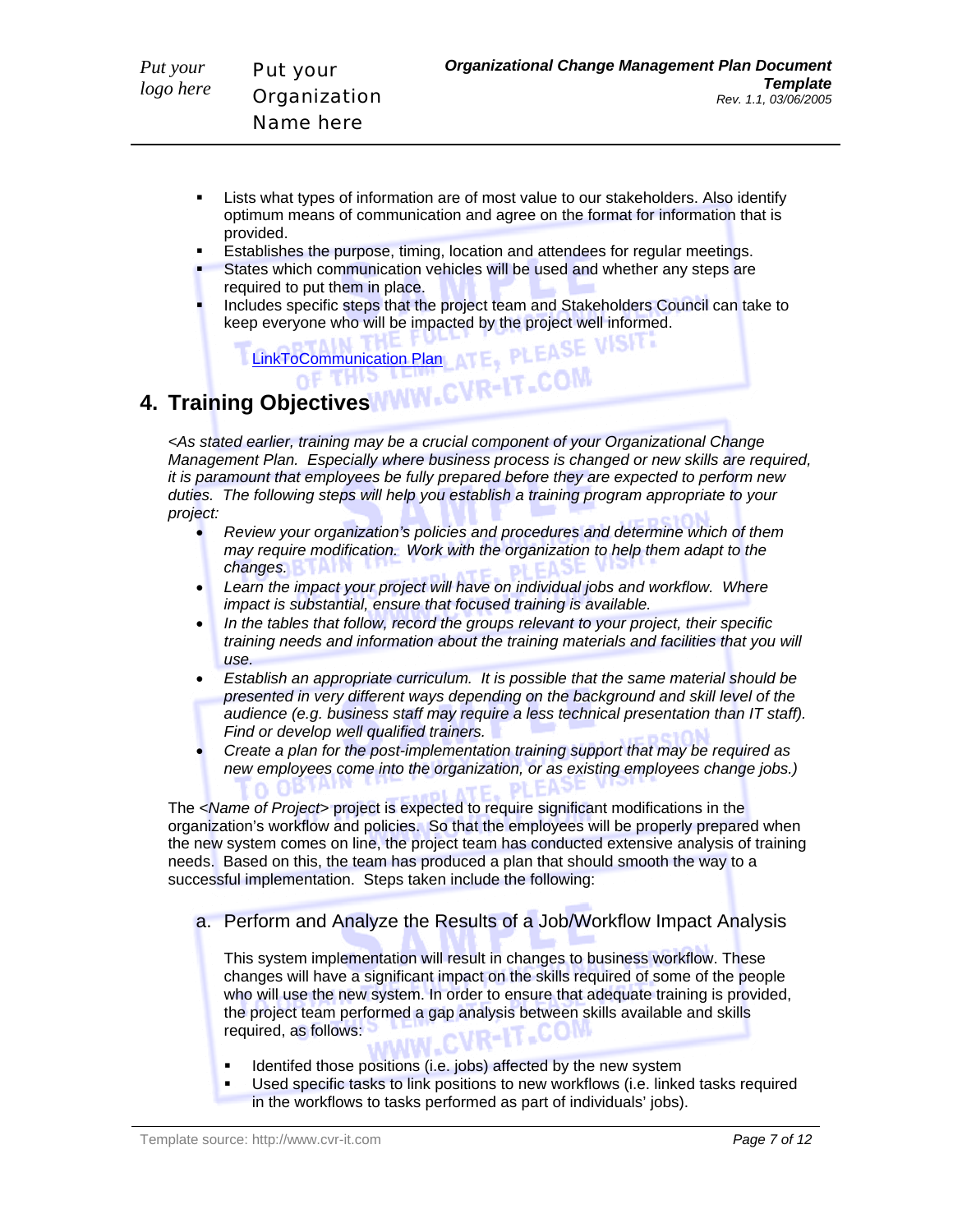- Lists what types of information are of most value to our stakeholders. Also identify optimum means of communication and agree on the format for information that is provided.
- Establishes the purpose, timing, location and attendees for regular meetings.
- States which communication vehicles will be used and whether any steps are required to put them in place.
- Includes specific steps that the project team and Stakeholders Council can take to keep everyone who will be impacted by the project well informed.

  LinkToCommunication Plan

# 4. Training Objectives

*<As stated earlier, training may be a crucial component of your Organizational Change Management Plan. Especially where business process is changed or new skills are required, it is paramount that employees be fully prepared before they are expected to perform new duties. The following steps will help you establish a training program appropriate to your project:*

- *Review your organization's policies and procedures and determine which of them may require modification. Work with the organization to help them adapt to the changes.*
- *Learn the impact your project will have on individual jobs and workflow. Where impact is substantial, ensure that focused training is available.*
- *In the tables that follow, record the groups relevant to your project, their specific training needs and information about the training materials and facilities that you will use.*
- *Establish an appropriate curriculum. It is possible that the same material should be presented in very different ways depending on the background and skill level of the audience (e.g. business staff may require a less technical presentation than IT staff). Find or develop well qualified trainers.*
- *Create a plan for the post-implementation training support that may be required as new employees come into the organization, or as existing employees change jobs.)*

The <*Name of Project*> project is expected to require significant modifications in the organization's workflow and policies. So that the employees will be properly prepared when the new system comes on line, the project team has conducted extensive analysis of training needs. Based on this, the team has produced a plan that should smooth the way to a successful implementation. Steps taken include the following:

## a. Perform and Analyze the Results of a Job/Workflow Impact Analysis

This system implementation will result in changes to business workflow. These changes will have a significant impact on the skills required of some of the people who will use the new system. In order to ensure that adequate training is provided, the project team performed a gap analysis between skills available and skills required, as follows:

- Identifed those positions (i.e. jobs) affected by the new system
- Used specific tasks to link positions to new workflows (i.e. linked tasks required in the workflows to tasks performed as part of individuals' jobs).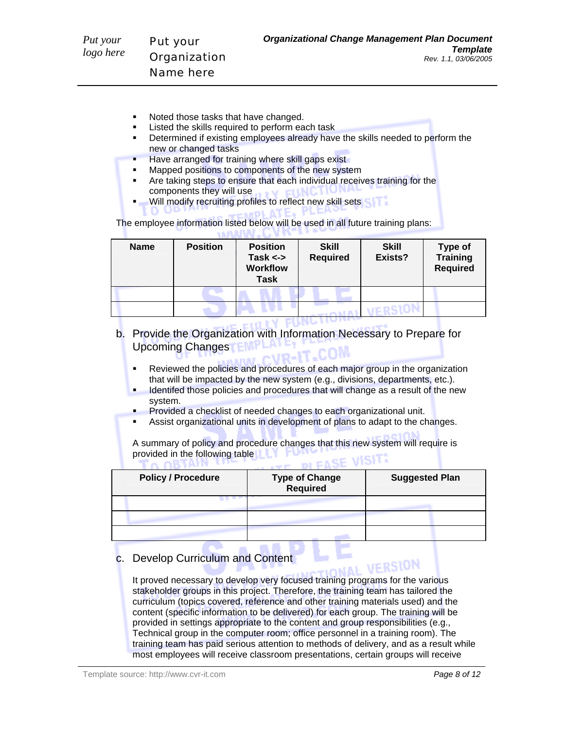- Noted those tasks that have changed.
- Listed the skills required to perform each task
- Determined if existing employees already have the skills needed to perform the new or changed tasks
- Have arranged for training where skill gaps exist
- Mapped positions to components of the new system
- Are taking steps to ensure that each individual receives training for the components they will use
- Will modify recruiting profiles to reflect new skill sets

The employee information listed below will be used in all future training plans:

| Name | Position | Position Task <-> Workflow Task | Skill Required | Skill Exists? | Type of Training Required |
|---|---|---|---|---|---|
| | | | | | |
| | | | | | |

b. Provide the Organization with Information Necessary to Prepare for Upcoming Changes

- Reviewed the policies and procedures of each major group in the organization that will be impacted by the new system (e.g., divisions, departments, etc.).
- Identifed those policies and procedures that will change as a result of the new system.
- Provided a checklist of needed changes to each organizational unit.
- Assist organizational units in development of plans to adapt to the changes.

A summary of policy and procedure changes that this new system will require is provided in the following table

| Policy / Procedure | Type of Change Required | Suggested Plan |
|---|---|---|
| | | |
| | | |
| | | |

c. Develop Curriculum and Content

It proved necessary to develop very focused training programs for the various stakeholder groups in this project. Therefore, the training team has tailored the curriculum (topics covered, reference and other training materials used) and the content (specific information to be delivered) for each group. The training will be provided in settings appropriate to the content and group responsibilities (e.g., Technical group in the computer room; office personnel in a training room). The training team has paid serious attention to methods of delivery, and as a result while most employees will receive classroom presentations, certain groups will receive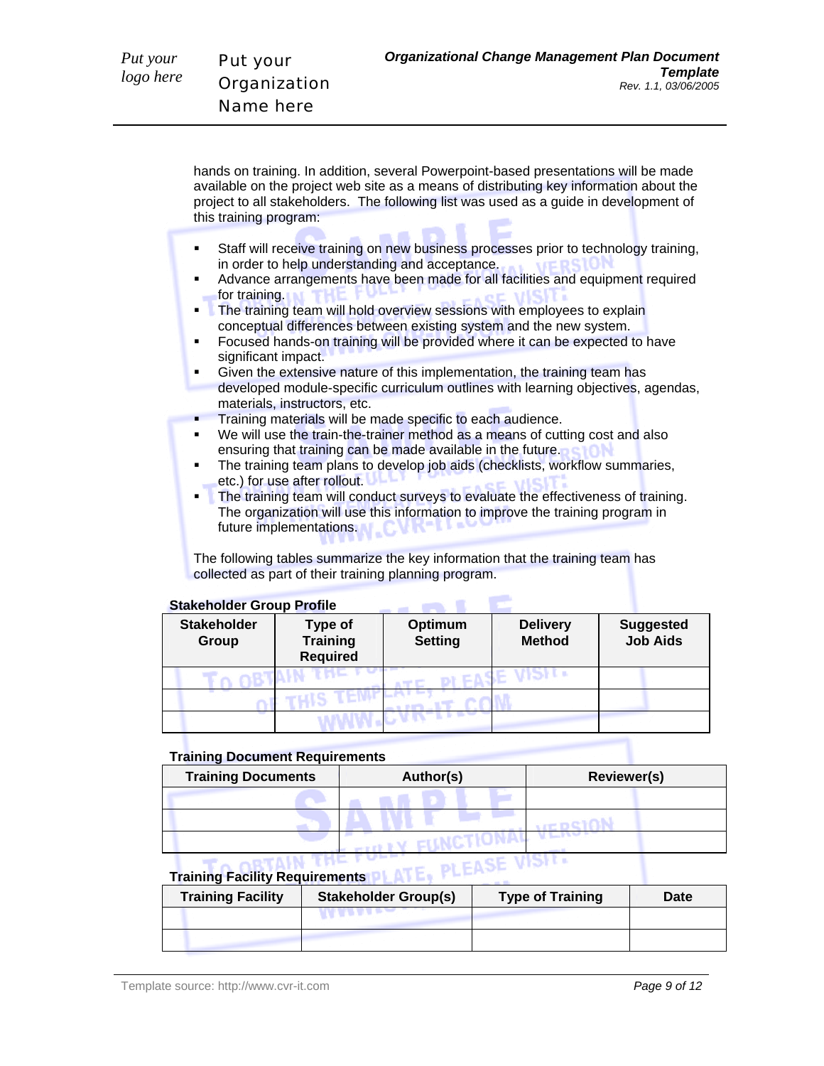hands on training. In addition, several Powerpoint-based presentations will be made available on the project web site as a means of distributing key information about the project to all stakeholders. The following list was used as a guide in development of this training program:

- Staff will receive training on new business processes prior to technology training, in order to help understanding and acceptance.
- Advance arrangements have been made for all facilities and equipment required for training.
- The training team will hold overview sessions with employees to explain conceptual differences between existing system and the new system.
- Focused hands-on training will be provided where it can be expected to have significant impact.
- Given the extensive nature of this implementation, the training team has developed module-specific curriculum outlines with learning objectives, agendas, materials, instructors, etc.
- Training materials will be made specific to each audience.
- We will use the train-the-trainer method as a means of cutting cost and also ensuring that training can be made available in the future.
- The training team plans to develop job aids (checklists, workflow summaries, etc.) for use after rollout.
- The training team will conduct surveys to evaluate the effectiveness of training. The organization will use this information to improve the training program in future implementations.

The following tables summarize the key information that the training team has collected as part of their training planning program.

**Stakeholder Group Profile**

| Stakeholder Group | Type of Training Required | Optimum Setting | Delivery Method | Suggested Job Aids |
|---|---|---|---|---|
| | | | | |
| | | | | |
| | | | | |

**Training Document Requirements**

| Training Documents | Author(s) | Reviewer(s) |
|---|---|---|
| | | |
| | | |
| | | |

**Training Facility Requirements**

| Training Facility | Stakeholder Group(s) | Type of Training | Date |
|---|---|---|---|
| | | | |
| | | | |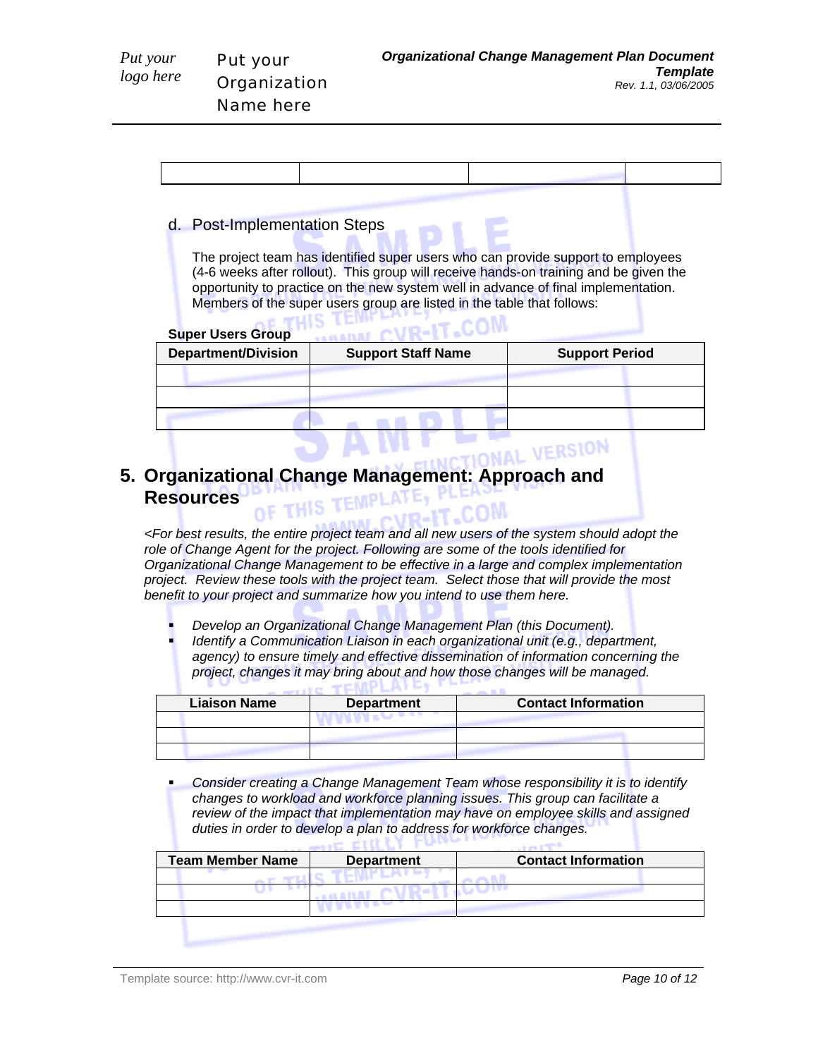| | | | |
|---|---|---|---|
| | | | |

d. Post-Implementation Steps

The project team has identified super users who can provide support to employees (4-6 weeks after rollout). This group will receive hands-on training and be given the opportunity to practice on the new system well in advance of final implementation. Members of the super users group are listed in the table that follows:

**Super Users Group**

| Department/Division | Support Staff Name | Support Period |
|---|---|---|
| | | |
| | | |
| | | |

# 5. Organizational Change Management: Approach and Resources

*<For best results, the entire project team and all new users of the system should adopt the role of Change Agent for the project. Following are some of the tools identified for Organizational Change Management to be effective in a large and complex implementation project. Review these tools with the project team. Select those that will provide the most benefit to your project and summarize how you intend to use them here.*

- *Develop an Organizational Change Management Plan (this Document).*
- *Identify a Communication Liaison in each organizational unit (e.g., department, agency) to ensure timely and effective dissemination of information concerning the project, changes it may bring about and how those changes will be managed.*

| Liaison Name | Department | Contact Information |
|---|---|---|
| | | |
| | | |
| | | |

- *Consider creating a Change Management Team whose responsibility it is to identify changes to workload and workforce planning issues. This group can facilitate a review of the impact that implementation may have on employee skills and assigned duties in order to develop a plan to address for workforce changes.*

| Team Member Name | Department | Contact Information |
|---|---|---|
| | | |
| | | |
| | | |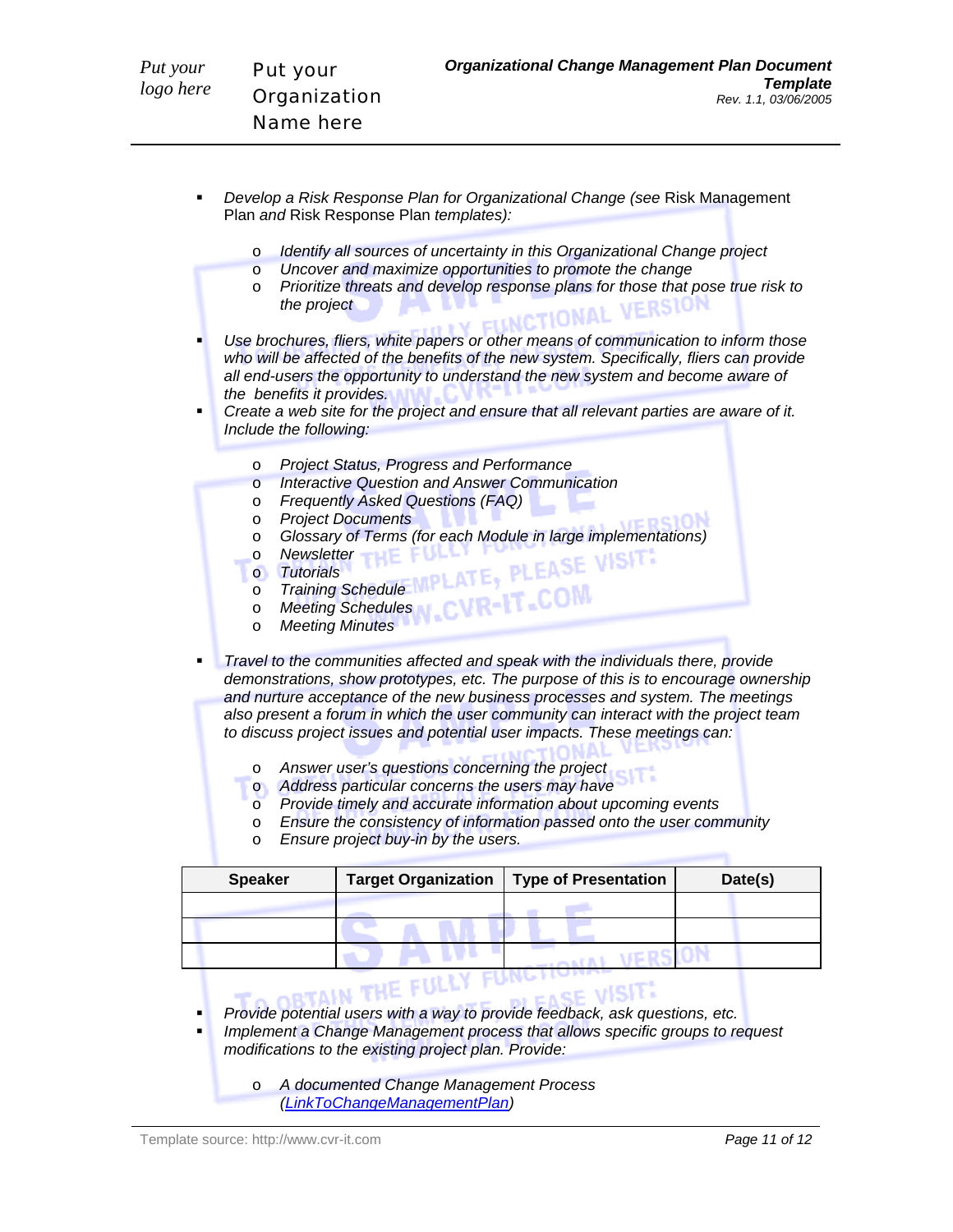- *Develop a Risk Response Plan for Organizational Change (see* Risk Management Plan *and* Risk Response Plan *templates):*
    - *Identify all sources of uncertainty in this Organizational Change project*
    - *Uncover and maximize opportunities to promote the change*
    - *Prioritize threats and develop response plans for those that pose true risk to the project*
- *Use brochures, fliers, white papers or other means of communication to inform those who will be affected of the benefits of the new system. Specifically, fliers can provide all end-users the opportunity to understand the new system and become aware of the benefits it provides.*
- *Create a web site for the project and ensure that all relevant parties are aware of it. Include the following:*
    - *Project Status, Progress and Performance*
    - *Interactive Question and Answer Communication*
    - *Frequently Asked Questions (FAQ)*
    - *Project Documents*
    - *Glossary of Terms (for each Module in large implementations)*
    - *Newsletter*
    - *Tutorials*
    - *Training Schedule*
    - *Meeting Schedules*
    - *Meeting Minutes*
- *Travel to the communities affected and speak with the individuals there, provide demonstrations, show prototypes, etc. The purpose of this is to encourage ownership and nurture acceptance of the new business processes and system. The meetings also present a forum in which the user community can interact with the project team to discuss project issues and potential user impacts. These meetings can:*
    - *Answer user's questions concerning the project*
    - *Address particular concerns the users may have*
    - *Provide timely and accurate information about upcoming events*
    - *Ensure the consistency of information passed onto the user community*
    - *Ensure project buy-in by the users.*

| Speaker | Target Organization | Type of Presentation | Date(s) |
|---|---|---|---|
| | | | |
| | | | |
| | | | |

- *Provide potential users with a way to provide feedback, ask questions, etc.*
- *Implement a Change Management process that allows specific groups to request modifications to the existing project plan. Provide:*
    - *A documented Change Management Process ([LinkToChangeManagementPlan](LinkToChangeManagementPlan))*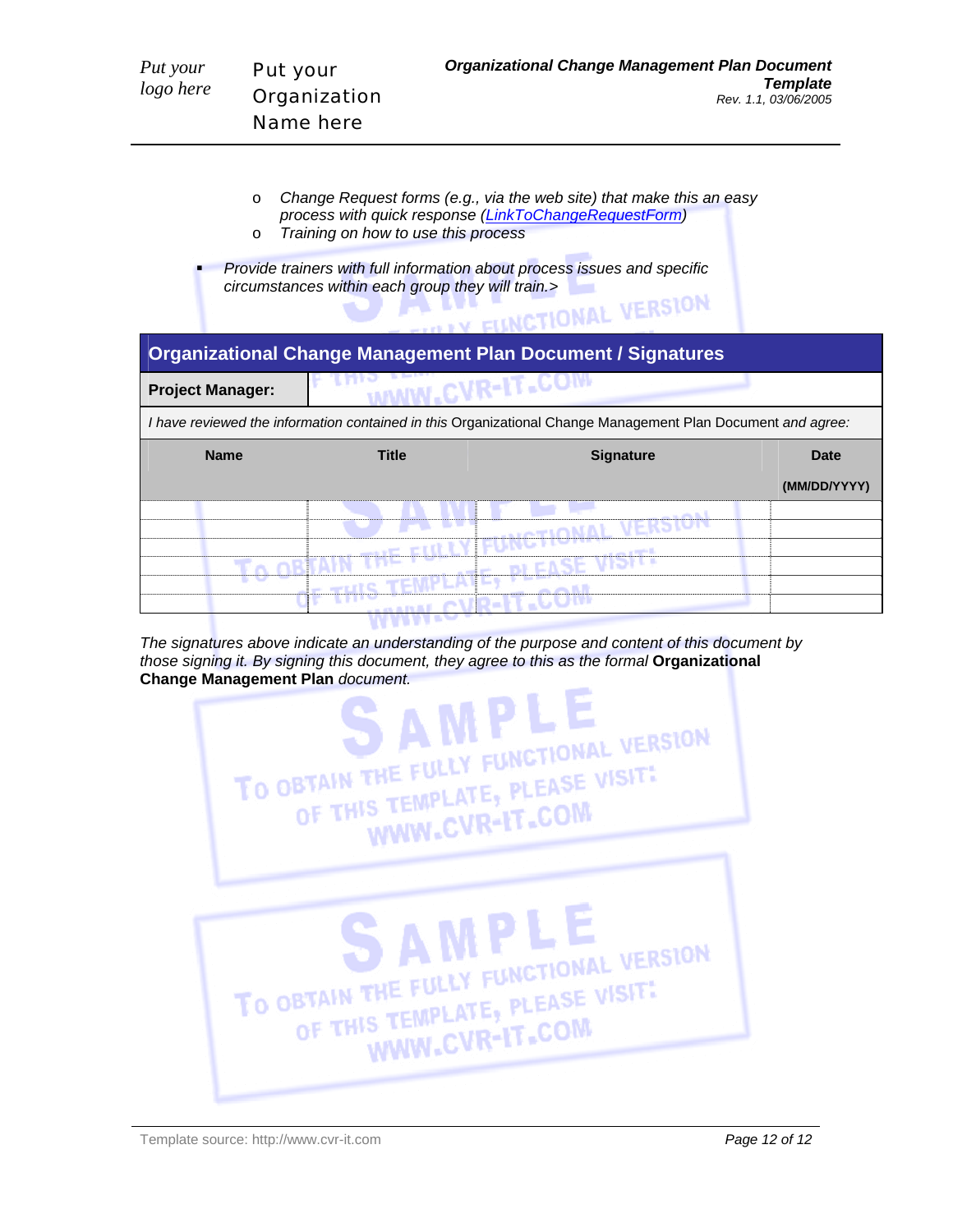- *Change Request forms (e.g., via the web site) that make this an easy process with quick response ([LinkToChangeRequestForm](LinkToChangeRequestForm))*
   - *Training on how to use this process*

- *Provide trainers with full information about process issues and specific circumstances within each group they will train.>*

| Organizational Change Management Plan Document / Signatures | | | |
|---|---|---|---|
| **Project Manager:** | | | |
| *I have reviewed the information contained in this* Organizational Change Management Plan Document *and agree:* | | | |
| **Name** | **Title** | **Signature** | **Date (MM/DD/YYYY)** |
| | | | |
| | | | |
| | | | |
| | | | |
| | | | |
| | | | |

*The signatures above indicate an understanding of the purpose and content of this document by those signing it. By signing this document, they agree to this as the formal* **Organizational Change Management Plan** *document.*